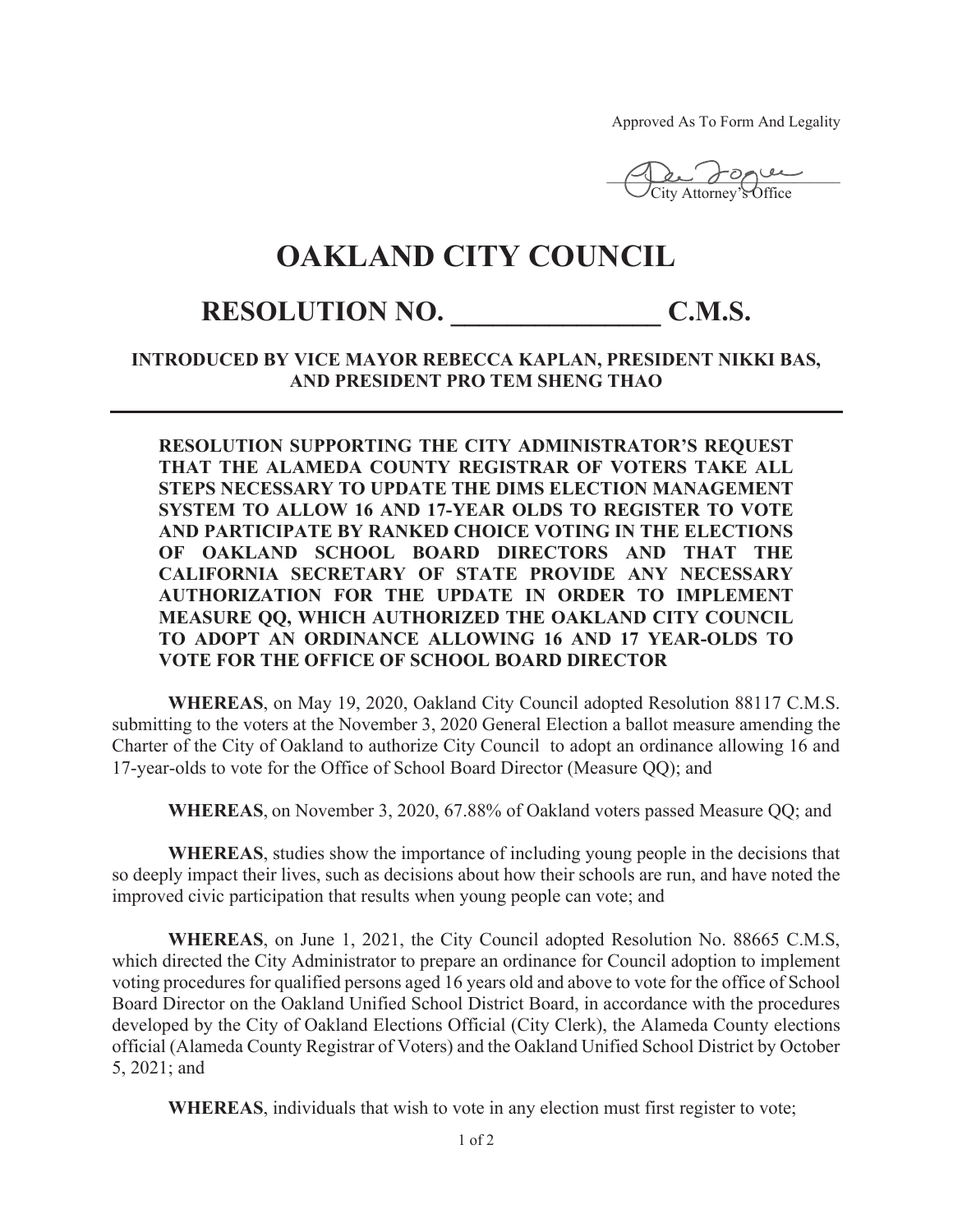Approved As To Form And Legality

City Attorney's Office

# OAKLAND CITY COUNCIL

## RESOLUTION NO. _______________ C.M.S.

**INTRODUCED BY VICE MAYOR REBECCA KAPLAN, PRESIDENT NIKKI BAS, AND PRESIDENT PRO TEM SHENG THAO**

---

**RESOLUTION SUPPORTING THE CITY ADMINISTRATOR'S REQUEST THAT THE ALAMEDA COUNTY REGISTRAR OF VOTERS TAKE ALL STEPS NECESSARY TO UPDATE THE DIMS ELECTION MANAGEMENT SYSTEM TO ALLOW 16 AND 17-YEAR OLDS TO REGISTER TO VOTE AND PARTICIPATE BY RANKED CHOICE VOTING IN THE ELECTIONS OF OAKLAND SCHOOL BOARD DIRECTORS AND THAT THE CALIFORNIA SECRETARY OF STATE PROVIDE ANY NECESSARY AUTHORIZATION FOR THE UPDATE IN ORDER TO IMPLEMENT MEASURE QQ, WHICH AUTHORIZED THE OAKLAND CITY COUNCIL TO ADOPT AN ORDINANCE ALLOWING 16 AND 17 YEAR-OLDS TO VOTE FOR THE OFFICE OF SCHOOL BOARD DIRECTOR**

**WHEREAS**, on May 19, 2020, Oakland City Council adopted Resolution 88117 C.M.S. submitting to the voters at the November 3, 2020 General Election a ballot measure amending the Charter of the City of Oakland to authorize City Council to adopt an ordinance allowing 16 and 17-year-olds to vote for the Office of School Board Director (Measure QQ); and

**WHEREAS**, on November 3, 2020, 67.88% of Oakland voters passed Measure QQ; and

**WHEREAS**, studies show the importance of including young people in the decisions that so deeply impact their lives, such as decisions about how their schools are run, and have noted the improved civic participation that results when young people can vote; and

**WHEREAS**, on June 1, 2021, the City Council adopted Resolution No. 88665 C.M.S, which directed the City Administrator to prepare an ordinance for Council adoption to implement voting procedures for qualified persons aged 16 years old and above to vote for the office of School Board Director on the Oakland Unified School District Board, in accordance with the procedures developed by the City of Oakland Elections Official (City Clerk), the Alameda County elections official (Alameda County Registrar of Voters) and the Oakland Unified School District by October 5, 2021; and

**WHEREAS**, individuals that wish to vote in any election must first register to vote;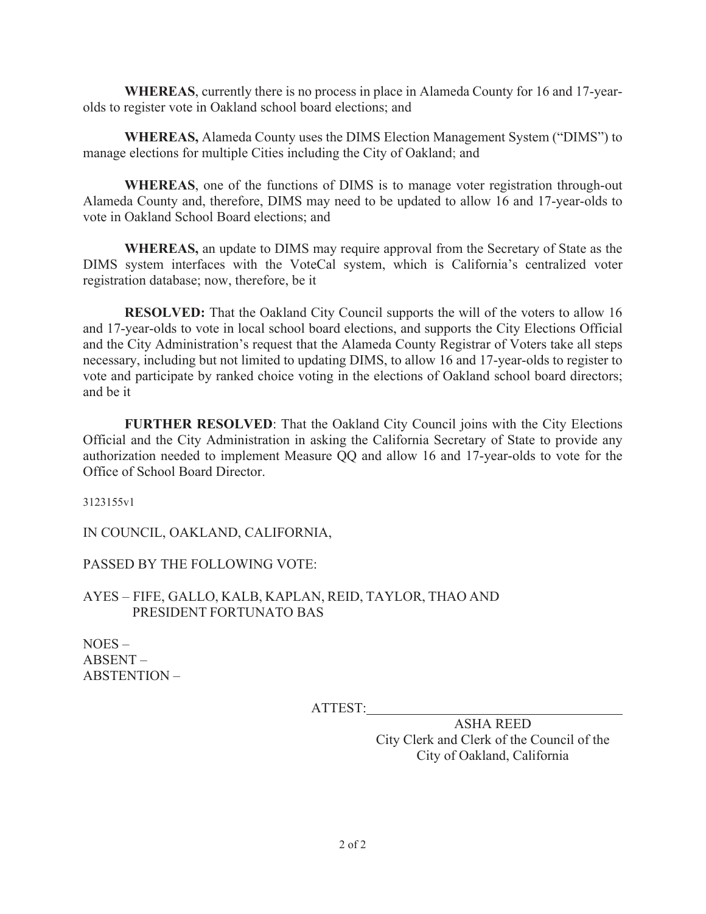**WHEREAS**, currently there is no process in place in Alameda County for 16 and 17-year-olds to register vote in Oakland school board elections; and

**WHEREAS,** Alameda County uses the DIMS Election Management System ("DIMS") to manage elections for multiple Cities including the City of Oakland; and

**WHEREAS**, one of the functions of DIMS is to manage voter registration through-out Alameda County and, therefore, DIMS may need to be updated to allow 16 and 17-year-olds to vote in Oakland School Board elections; and

**WHEREAS,** an update to DIMS may require approval from the Secretary of State as the DIMS system interfaces with the VoteCal system, which is California's centralized voter registration database; now, therefore, be it

**RESOLVED:** That the Oakland City Council supports the will of the voters to allow 16 and 17-year-olds to vote in local school board elections, and supports the City Elections Official and the City Administration's request that the Alameda County Registrar of Voters take all steps necessary, including but not limited to updating DIMS, to allow 16 and 17-year-olds to register to vote and participate by ranked choice voting in the elections of Oakland school board directors; and be it

**FURTHER RESOLVED**: That the Oakland City Council joins with the City Elections Official and the City Administration in asking the California Secretary of State to provide any authorization needed to implement Measure QQ and allow 16 and 17-year-olds to vote for the Office of School Board Director.

3123155v1

IN COUNCIL, OAKLAND, CALIFORNIA,

PASSED BY THE FOLLOWING VOTE:

AYES – FIFE, GALLO, KALB, KAPLAN, REID, TAYLOR, THAO AND PRESIDENT FORTUNATO BAS

NOES –
ABSENT –
ABSTENTION –

ATTEST: ______________________

ASHA REED
City Clerk and Clerk of the Council of the
City of Oakland, California